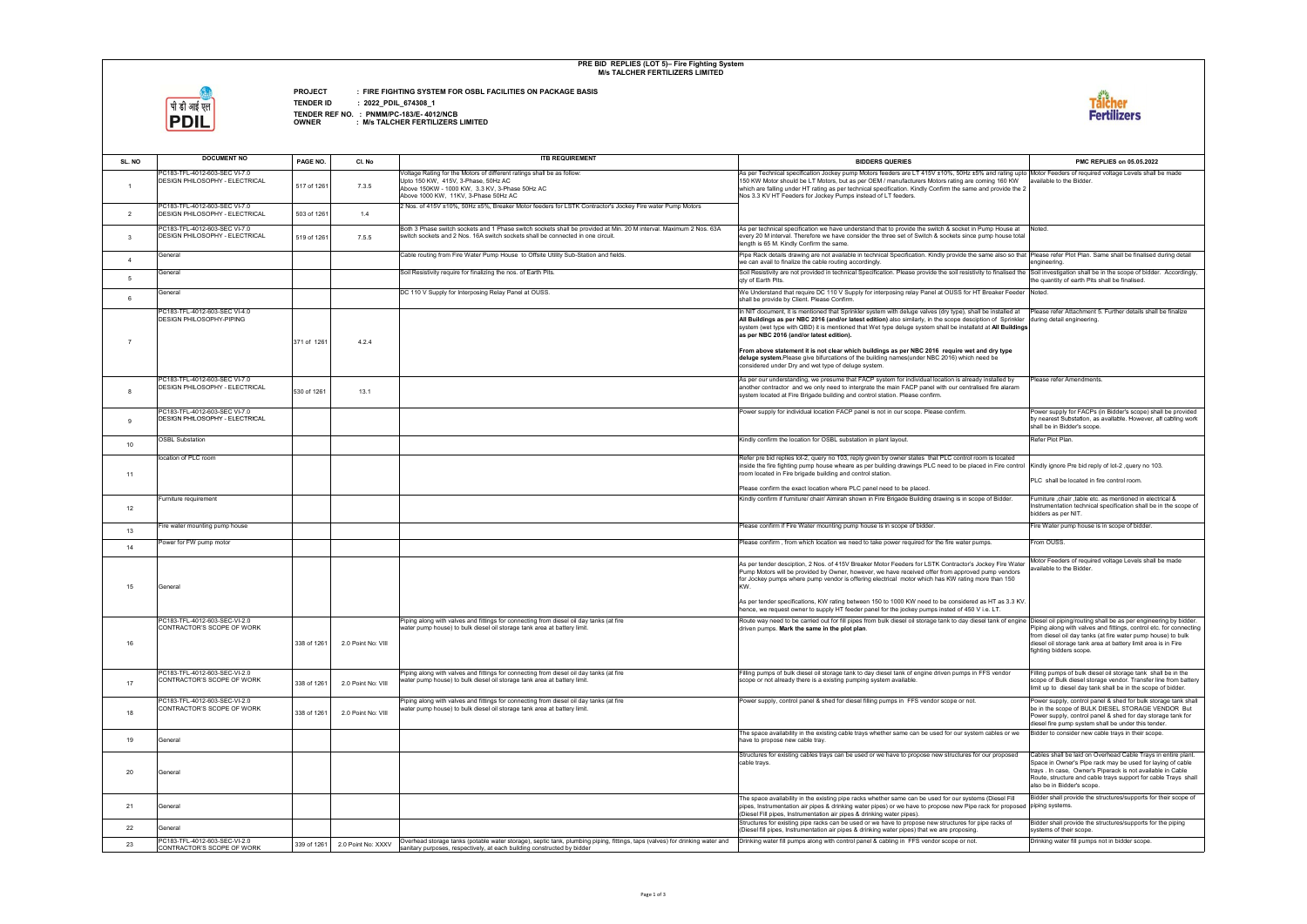# PRE BID REPLIES (LOT 5)– Fire Fighting System
## M/s TALCHER FERTILIZERS LIMITED

पी डी आई एल
**PDIL**

**PROJECT** : **FIRE FIGHTING SYSTEM FOR OSBL FACILITIES ON PACKAGE BASIS**
**TENDER ID** : **2022_PDIL_674308_1**
**TENDER REF NO.** : **PNMM/PC-183/E- 4012/NCB**
**OWNER** : **M/s TALCHER FERTILIZERS LIMITED**

Talcher Fertilizers

| SL. NO | DOCUMENT NO | PAGE NO. | Cl. No | ITB REQUIREMENT | BIDDERS QUERIES | PMC REPLIES on 05.05.2022 |
|---|---|---|---|---|---|---|
| 1 | PC183-TFL-4012-603-SEC VI-7.0 DESIGN PHILOSOPHY - ELECTRICAL | 517 of 1261 | 7.3.5 | Voltage Rating for the Motors of different ratings shall be as follow:<br>Upto 150 KW, 415V, 3-Phase, 50Hz AC<br>Above 150KW - 1000 KW, 3.3 KV, 3-Phase 50Hz AC<br>Above 1000 KW, 11KV, 3-Phase 50Hz AC | As per Technical specification Jockey pump Motors feeders are LT 415V ±10%, 50Hz ±5% and rating upto 150 KW Motor should be LT Motors, but as per OEM / manufacturers Motors rating are coming 160 KW which are falling under HT rating as per technical specification. Kindly Confirm the same and provide the 2 Nos 3.3 KV HT Feeders for Jockey Pumps instead of LT feeders. | Motor Feeders of required voltage Levels shall be made available to the Bidder. |
| 2 | PC183-TFL-4012-603-SEC VI-7.0 DESIGN PHILOSOPHY - ELECTRICAL | 503 of 1261 | 1.4 | 2 Nos. of 415V ±10%, 50Hz ±5%, Breaker Motor feeders for LSTK Contractor's Jockey Fire water Pump Motors | | |
| 3 | PC183-TFL-4012-603-SEC VI-7.0 DESIGN PHILOSOPHY - ELECTRICAL | 519 of 1261 | 7.5.5 | Both 3 Phase switch sockets and 1 Phase switch sockets shall be provided at Min. 20 M interval. Maximum 2 Nos. 63A switch sockets and 2 Nos. 16A switch sockets shall be connected in one circuit. | As per technical specification we have understand that to provide the switch & socket in Pump House at every 20 M interval. Therefore we have consider the three set of Switch & sockets since pump house total length is 65 M. Kindly Confirm the same. | Noted. |
| 4 | General | | | Cable routing from Fire Water Pump House to Offsite Utility Sub-Station and fields. | Pipe Rack details drawing are not available in technical Specification. Kindly provide the same also so that we can avail to finalize the cable routing accordingly. | Please refer Plot Plan. Same shall be finalised during detail engineering. |
| 5 | General | | | Soil Resistivity require for finalizing the nos. of Earth Pits. | Soil Resistivity are not provided in technical Specification. Please provide the soil resistivity to finalised the qty of Earth Pits. | Soil investigation shall be in the scope of bidder. Accordingly, the quantity of earth Pits shall be finalised. |
| 6 | General | | | DC 110 V Supply for Interposing Relay Panel at OUSS. | We Understand that require DC 110 V Supply for interposing relay Panel at OUSS for HT Breaker Feeder shall be provide by Client. Please Confirm. | Noted. |
| 7 | PC183-TFL-4012-603-SEC VI-4.0 DESIGN PHILOSOPHY-PIPING | 371 of 1261 | 4.2.4 | | In NIT document, it is mentioned that Sprinkler system with deluge valves (dry type), shall be installed at **All Buildings as per NBC 2016 (and/or latest edition)** also similarly, in the scope desciption of Sprinkler system (wet type with QBD) it is mentioned that Wet type deluge system shall be installatd at **All Buildings as per NBC 2016 (and/or latest edition).**<br><br>**From above statement it is not clear which buildings as per NBC 2016 require wet and dry type deluge system.** Please give bifurcations of the building names(under NBC 2016) which need be considered under Dry and wet type of deluge system. | Please refer Attachment 5. Further details shall be finalize during detail engineering. |
| 8 | PC183-TFL-4012-603-SEC VI-7.0 DESIGN PHILOSOPHY - ELECTRICAL | 530 of 1261 | 13.1 | | As per our understanding, we presume that FACP system for individual location is already installed by another contractor and we only need to intergrate the main FACP panel with our centralised fire alaram system located at Fire Brigade building and control station. Please confirm. | Please refer Amendments. |
| 9 | PC183-TFL-4012-603-SEC VI-7.0 DESIGN PHILOSOPHY - ELECTRICAL | | | | Power supply for individual location FACP panel is not in our scope. Please confirm. | Power supply for FACPs (in Bidder's scope) shall be provided by nearest Substation, as available. However, all cabling work shall be in Bidder's scope. |
| 10 | OSBL Substation | | | | Kindly confirm the location for OSBL substation in plant layout. | Refer Plot Plan. |
| 11 | location of PLC room | | | | Refer pre bid replies lot-2, query no 103, reply given by owner states that PLC control room is located inside the fire fighting pump house wheare as per building drawings PLC need to be placed in Fire control room located in Fire brigade building and control station.<br><br>Please confirm the exact location where PLC panel need to be placed. | Kindly ignore Pre bid reply of lot-2 ,query no 103.<br><br>PLC shall be located in fire control room. |
| 12 | Furniture requirement | | | | Kindly confirm if furniture/ chair/ Almirah shown in Fire Brigade Building drawing is in scope of Bidder. | Furniture ,chair ,table etc. as mentioned in electrical & Instrumentation technical specification shall be in the scope of bidders as per NIT. |
| 13 | Fire water mounting pump house | | | | Please confirm if Fire Water mounting pump house is in scope of bidder. | Fire Water pump house is in scope of bidder. |
| 14 | Power for FW pump motor | | | | Please confirm , from which location we need to take power required for the fire water pumps. | From OUSS. |
| 15 | General | | | | As per tender desciption, 2 Nos. of 415V Breaker Motor Feeders for LSTK Contractor's Jockey Fire Water Pump Motors will be provided by Owner, however, we have received offer from approved pump vendors for Jockey pumps where pump vendor is offering electrical motor which has KW rating more than 150 KW.<br><br>As per tender specifications, KW rating between 150 to 1000 KW need to be considered as HT as 3.3 KV. hence, we request owner to supply HT feeder panel for the jockey pumps instead of 450 V i.e. LT. | Motor Feeders of required voltage Levels shall be made available to the Bidder. |
| 16 | PC183-TFL-4012-603-SEC-VI-2.0 CONTRACTOR'S SCOPE OF WORK | 338 of 1261 | 2.0 Point No: VIII | Piping along with valves and fittings for connecting from diesel oil day tanks (at fire water pump house) to bulk diesel oil storage tank area at battery limit. | Route way need to be carried out for fill pipes from bulk diesel oil storage tank to day diesel tank of engine driven pumps. **Mark the same in the plot plan.** | Diesel oil piping/routing shall be as per engineering by bidder. Piping along with valves and fittings, control etc. for connecting from diesel oil day tanks (at fire water pump house) to bulk diesel oil storage tank area at battery limit area is in Fire fighting bidders scope. |
| 17 | PC183-TFL-4012-603-SEC-VI-2.0 CONTRACTOR'S SCOPE OF WORK | 338 of 1261 | 2.0 Point No: VIII | Piping along with valves and fittings for connecting from diesel oil day tanks (at fire water pump house) to bulk diesel oil storage tank area at battery limit. | Filling pumps of bulk diesel oil storage tank to day diesel tank of engine driven pumps in FFS vendor scope or not because there is a existing pumping system available. | Filling pumps of bulk diesel oil storage tank shall be in the scope of Bulk diesel storage vendor. Transfer line from battery limit up to diesel day tank shall be in the scope of bidder. |
| 18 | PC183-TFL-4012-603-SEC-VI-2.0 CONTRACTOR'S SCOPE OF WORK | 338 of 1261 | 2.0 Point No: VIII | Piping along with valves and fittings for connecting from diesel oil day tanks (at fire water pump house) to bulk diesel oil storage tank area at battery limit. | Power supply, control panel & shed for diesel filling pumps in FFS vendor scope or not. | Power supply, control panel & shed for bulk storage tank shall be in the scope of BULK DIESEL STORAGE VENDOR But Power supply, control panel & shed for day storage tank for diesel fire pump system shall be under this tender. |
| 19 | General | | | | The space availability in the existing cable trays whether same can be used for our system cables or we have to propose new cable tray. | Bidder to consider new cable trays in their scope. |
| 20 | General | | | | Structures for existing cables trays can be used or we have to propose new structures for our proposed cable trays. | Cables shall be laid on Overhead Cable Trays in entire plant. Space in Owner's Pipe rack may be used for laying of cable trays . In case, Owner's Piperack is not available in Cable Route, structure and cable trays support for cable Trays shall also be in Bidder's scope. |
| 21 | General | | | | The space availability in the existing pipe racks whether same can be used for our systems (Diesel Fill pipes, Instrumentation air pipes & drinking water pipes) or we have to propose new Pipe rack for proposed (Diesel Fill pipes, Instrumentation air pipes & drinking water pipes). | Bidder shall provide the structures/supports for their scope of piping systems. |
| 22 | General | | | | Structures for existing pipe racks can be used or we have to propose new structures for pipe racks of (Diesel fill pipes, Instrumentation air pipes & drinking water pipes) that we are proposing. | Bidder shall provide the structures/supports for the piping systems of their scope. |
| 23 | PC183-TFL-4012-603-SEC-VI-2.0 CONTRACTOR'S SCOPE OF WORK | 339 of 1261 | 2.0 Point No: XXXV | Overhead storage tanks (potable water storage), septic tank, plumbing piping, fittings, taps (valves) for drinking water and sanitary purposes, respectively, at each building constructed by bidder | Drinking water fill pumps along with control panel & cabling in FFS vendor scope or not. | Drinking water fill pumps not in bidder scope. |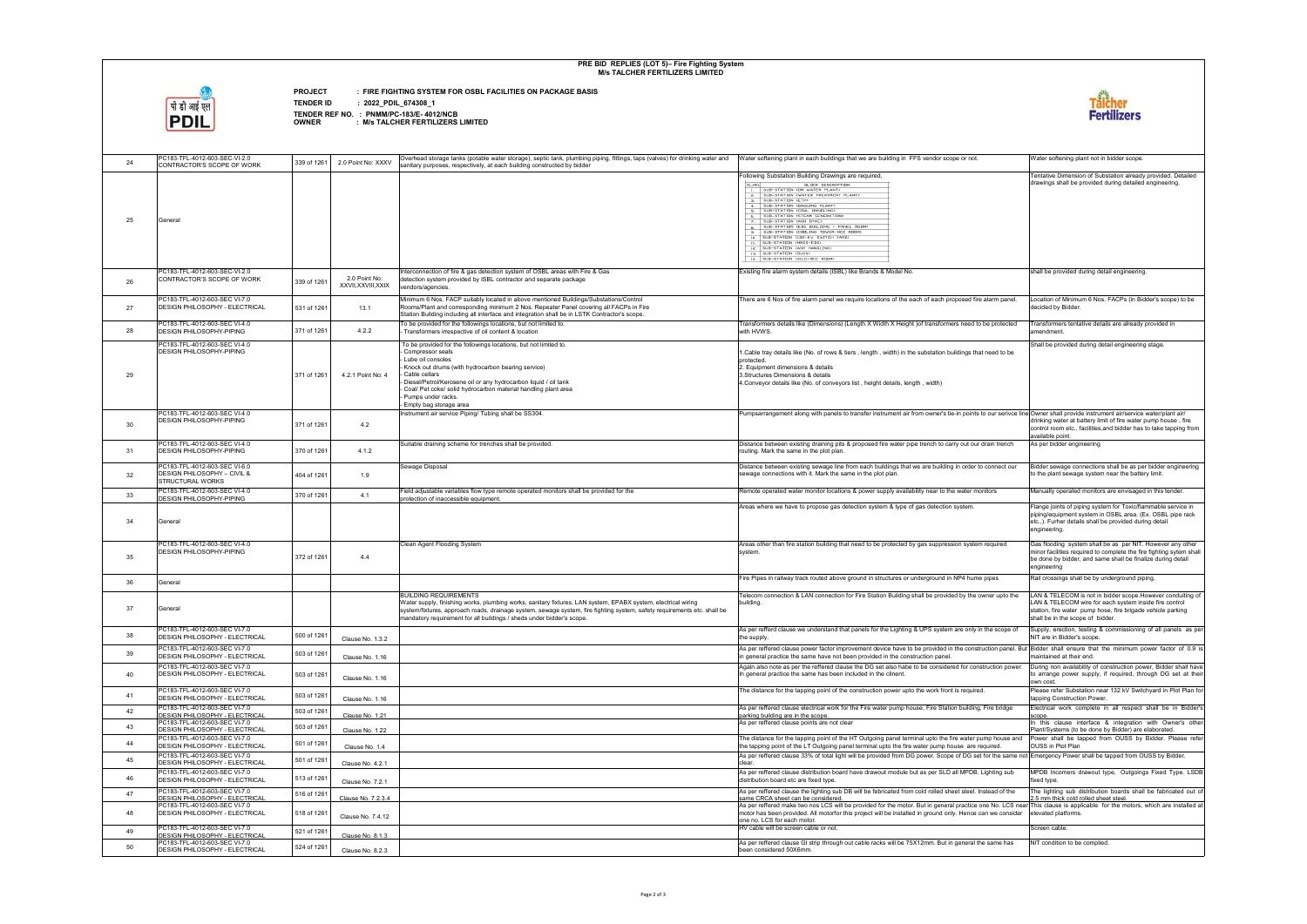# PRE BID REPLIES (LOT 5)– Fire Fighting System
## M/s TALCHER FERTILIZERS LIMITED

पी डी आई एल PDIL

**PROJECT** : FIRE FIGHTING SYSTEM FOR OSBL FACILITIES ON PACKAGE BASIS
**TENDER ID** : 2022_PDIL_674308_1
**TENDER REF NO.** : PNMM/PC-183/E- 4012/NCB
**OWNER** : M/s TALCHER FERTILIZERS LIMITED

Talcher Fertilizers

| | | | | | | |
|---|---|---|---|---|---|---|
| 24 | PC183-TFL-4012-603-SEC-VI-2.0 CONTRACTOR'S SCOPE OF WORK | 339 of 1261 | 2.0 Point No: XXXV | Overhead storage tanks (potable water storage), septic tank, plumbing piping, fittings, taps (valves) for drinking water and sanitary purposes, respectively, at each building constructed by bidder | Water softening plant in each buildings that we are building in FFS vendor scope or not. | Water softening plant not in bidder scope. |
| 25 | General | | | | Following Substation Building Drawings are required,<br>SL.NO / BLOCK DESCRIPTION<br>1. SUB-STATION (DM WATER PLANT)<br>2. SUB-STATION (WATER TREATMENT PLANT)<br>3. SUB-STATION (LTP)<br>4. SUB-STATION (BAGGING PLANT)<br>5. SUB-STATION (COAL HANDLING)<br>6. SUB-STATION (STEAM GENERATION)<br>7. SUB-STATION (ASH DYKE)<br>8. SUB-STATION (EDB BUILDING + PANEL ROOM)<br>9. SUB-STATION (COOLING TOWER-MCC ROOM)<br>10. SUB-STATION (132 KV SWITCH YARD)<br>11. SUB-STATION (MRSS-ESD)<br>12. SUB-STATION (ASH HANDLING)<br>13. SUB-STATION (OUSS)<br>14. SUB-STATION (SCLD-MCC ROOM) | Tentative Dimension of Substation already provided. Detailed drawings shall be provided during detailed engineering. |
| 26 | PC183-TFL-4012-603-SEC-VI-2.0 CONTRACTOR'S SCOPE OF WORK | 339 of 1261 | 2.0 Point No: XXVII,XXVIII,XXIX | Interconnection of fire & gas detection system of OSBL areas with Fire & Gas detection system provided by ISBL contractor and separate package vendors/agencies. | Existing fire alarm system details (ISBL) like Brands & Model No. | shall be provided during detail engineering. |
| 27 | PC183-TFL-4012-603-SEC VI-7.0 DESIGN PHILOSOPHY - ELECTRICAL | 531 of 1261 | 13.1 | Minimum 6 Nos. FACP suitably located in above mentioned Buildings/Substations/Control Rooms/Plant and corresponding minimum 2 Nos. Repeater Panel covering all FACPs in Fire Station Building including all interface and integration shall be in LSTK Contractor's scope. | There are 6 Nos of fire alarm panel we require locations of the each of each proposed fire alarm panel. | Location of Minimum 6 Nos. FACPs (in Bidder's scope) to be decided by Bidder. |
| 28 | PC183-TFL-4012-603-SEC VI-4.0 DESIGN PHILOSOPHY-PIPING | 371 of 1261 | 4.2.2 | To be provided for the followings locations, but not limited to.<br>- Transformers irrespective of oil content & location | Transformers details like (Dimensions) (Length X Width X Height )of transformers need to be protected with HVWS. | Transformers tentative details are already provided in amendment. |
| 29 | PC183-TFL-4012-603-SEC VI-4.0 DESIGN PHILOSOPHY-PIPING | 371 of 1261 | 4.2.1 Point No: 4 | To be provided for the followings locations, but not limited to.<br>- Compressor seals<br>- Lube oil consoles<br>- Knock out drums (with hydrocarbon bearing service)<br>- Cable cellars<br>- Diesel/Petrol/Kerosene oil or any hydrocarbon liquid / oil tank<br>- Coal/ Pet coke/ solid hydrocarbon material handling plant area<br>- Pumps under racks.<br>- Empty bag storage area | 1.Cable tray details like (No. of rows & tiers , length , width) in the substation buildings that need to be protected.<br>2. Equipment dimensions & details<br>3.Structures Dimensions & details<br>4.Conveyor details like (No. of conveyors list , height details, length , width) | Shall be provided during detail engineering stage. |
| 30 | PC183-TFL-4012-603-SEC VI-4.0 DESIGN PHILOSOPHY-PIPING | 371 of 1261 | 4.2 | Instrument air service Piping/ Tubing shall be SS304. | Pumpsarrangement along with panels to transfer instrument air from owner's tie-in points to our serivce line | Owner shall provide instrument air/service water/plant air/ drinking water at battery limit of fire water pump house , fire control room etc., facilities,and bidder has to take tapping from available point. |
| 31 | PC183-TFL-4012-603-SEC VI-4.0 DESIGN PHILOSOPHY-PIPING | 370 of 1261 | 4.1.2 | Suitable draining scheme for trenches shall be provided. | Distance between existing draining pits & proposed fire water pipe trench to carry out our drain trench routing. Mark the same in the plot plan. | As per bidder engineering |
| 32 | PC183-TFL-4012-603-SEC VI-6.0 DESIGN PHILOSOPHY – CIVIL & STRUCTURAL WORKS | 404 of 1261 | 1.9 | Sewage Disposal | Distance between existing sewage line from each buildings that we are building in order to connect our sewage connections with it. Mark the same in the plot plan. | Bidder sewage connections shall be as per bidder engineering to the plant sewage system near the battery limit. |
| 33 | PC183-TFL-4012-603-SEC VI-4.0 DESIGN PHILOSOPHY-PIPING | 370 of 1261 | 4.1 | Field adjustable variables flow type remote operated monitors shall be provided for the protection of inaccessible equipment. | Remote operated water monitor locations & power supply availability near to the water monitors | Manually operated monitors are envisaged in this tender. |
| 34 | General | | | | Areas where we have to propose gas detection system & type of gas detection system. | Flange joints of piping system for Toxic/flammable service in piping/equipment system in OSBL area. (Ex. OSBL pipe rack etc.,). Furher details shall be provided during detail engineering. |
| 35 | PC183-TFL-4012-603-SEC VI-4.0 DESIGN PHILOSOPHY-PIPING | 372 of 1261 | 4.4 | Clean Agent Flooding System | Areas other than fire station building that need to be protected by gas suppression system required system. | Gas flooding system shall be as per NIT. However any other minor facilities required to complete the fire fighting sytem shall be done by bidder, and same shall be finalize during detail engineering |
| 36 | General | | | | Fire Pipes in railway track routed above ground in structures or underground in NP4 hume pipes | Rail crossings shall be by underground piping. |
| 37 | General | | | BUILDING REQUIREMENTS<br>Water supply, finishing works, plumbing works, sanitary fixtures, LAN system, EPABX system, electrical wiring system/fixtures, approach roads, drainage system, sewage system, fire fighting system, safety requirements etc. shall be mandatory requirement for all buildings / sheds under bidder's scope. | Telecom connection & LAN connection for Fire Station Building shall be provided by the owner upto the building. | LAN & TELECOM is not in bidder scope.However conduiting of LAN & TELECOM wire for each system inside fire control station, fire water pump hose, fire brigade vehicle parking shall be in the scope of bidder. |
| 38 | PC183-TFL-4012-603-SEC VI-7.0 DESIGN PHILOSOPHY - ELECTRICAL | 500 of 1261 | Clause No. 1.3.2 | | As per refferd clause we understand that panels for the Lighting & UPS system are only in the scope of the supply. | Supply, erection, testing & commissioning of all panels as per NIT are in Bidder's scope. |
| 39 | PC183-TFL-4012-603-SEC VI-7.0 DESIGN PHILOSOPHY - ELECTRICAL | 503 of 1261 | Clause No. 1.16 | | As per reffered clause power factor improvement device have to be provided in the construction panel. But in general practice the same have not been provided in the construction panel. | Bidder shall ensure that the minimum power factor of 0.9 is maintained at their end. |
| 40 | PC183-TFL-4012-603-SEC VI-7.0 DESIGN PHILOSOPHY - ELECTRICAL | 503 of 1261 | Clause No. 1.16 | | Again also note as per the reffered clause the DG set also habe to be considered for construction power. In general practice the same has been included in the clinent. | During non availability of construction power, Bidder shall have to arrange power supply, if required, through DG set at their own cost. |
| 41 | PC183-TFL-4012-603-SEC VI-7.0 DESIGN PHILOSOPHY - ELECTRICAL | 503 of 1261 | Clause No. 1.16 | | The distance for the tapping point of the construction power upto the work front is required. | Please refer Substation near 132 kV Switchyard in Plot Plan for tapping Construction Power. |
| 42 | PC183-TFL-4012-603-SEC VI-7.0 DESIGN PHILOSOPHY - ELECTRICAL | 503 of 1261 | Clause No. 1.21 | | As per reffered clause electrical work for the Fire water pump house, Fire Station building, Fire bridge parking building are in the scope. | Electrical work complete in all respect shall be in Bidder's scope. |
| 43 | PC183-TFL-4012-603-SEC VI-7.0 DESIGN PHILOSOPHY - ELECTRICAL | 503 of 1261 | Clause No. 1.22 | | As per reffered clause points are not clear | In this clause interface & integration with Owner's other Plant/Systems (to be done by Bidder) are elaborated. |
| 44 | PC183-TFL-4012-603-SEC VI-7.0 DESIGN PHILOSOPHY - ELECTRICAL | 501 of 1261 | Clause No. 1.4 | | The distance for the tapping point of the HT Outgoing panel terminal upto the fire water pump house and the tapping point of the LT Outgoing panel terminal upto the fire water pump house are required. | Power shall be tapped from OUSS by Bidder. Please refer OUSS in Plot Plan |
| 45 | PC183-TFL-4012-603-SEC VI-7.0 DESIGN PHILOSOPHY - ELECTRICAL | 501 of 1261 | Clause No. 4.2.1 | | As per reffered clause 33% of total light will be provided from DG power. Scope of DG set for the same not clear. | Emergency Power shall be tapped from OUSS by Bidder. |
| 46 | PC183-TFL-4012-603-SEC VI-7.0 DESIGN PHILOSOPHY - ELECTRICAL | 513 of 1261 | Clause No. 7.2.1 | | As per reffered clause distribution board have drawout module but as per SLD all MPDB, Lighting sub distribution board etc are fixed type. | MPDB Incomers drawout type, Outgoings Fixed Type. LSDB fixed type. |
| 47 | PC183-TFL-4012-603-SEC VI-7.0 DESIGN PHILOSOPHY - ELECTRICAL | 516 of 1261 | Clause No. 7.2.3.4 | | As per reffered clause the lighting sub DB will be fabricated from cold rolled sheet steel. Instead of the same CRCA sheet can be considered. | The lighting sub distribution boards shall be fabricated out of 2.5 mm thick cold rolled sheet steel. |
| 48 | PC183-TFL-4012-603-SEC VI-7.0 DESIGN PHILOSOPHY - ELECTRICAL | 518 of 1261 | Clause No. 7.4.12 | | As per reffered make two nos LCS will be provided for the motor. But in general practice one No. LCS near motor has been provided. All motorfor this project will be installed in ground only. Hence can we consider one no. LCS for each motor. | This clause is applicable for the motors, which are installed at elevated platforms. |
| 49 | PC183-TFL-4012-603-SEC VI-7.0 DESIGN PHILOSOPHY - ELECTRICAL | 521 of 1261 | Clause No. 8.1.3 | | HV cable will be screen cable or not. | Screen cable. |
| 50 | PC183-TFL-4012-603-SEC VI-7.0 DESIGN PHILOSOPHY - ELECTRICAL | 524 of 1261 | Clause No. 8.2.3 | | As per reffered clause GI strip through out cable racks will be 75X12mm. But in general the same has been considered 50X6mm. | NIT condition to be complied. |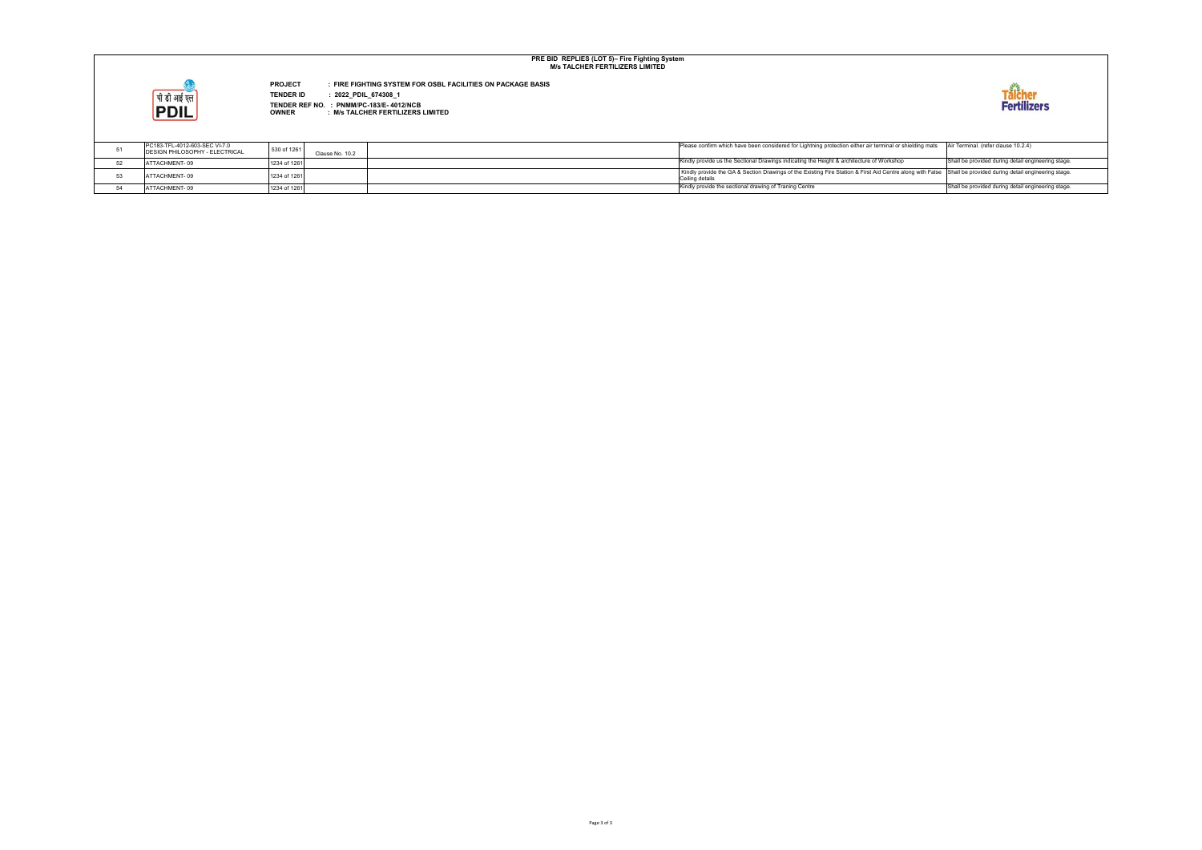**PRE BID REPLIES (LOT 5)– Fire Fighting System**
**M/s TALCHER FERTILIZERS LIMITED**

पी डी आई एल
PDIL

**PROJECT : FIRE FIGHTING SYSTEM FOR OSBL FACILITIES ON PACKAGE BASIS**
**TENDER ID : 2022_PDIL_674308_1**
**TENDER REF NO. : PNMM/PC-183/E- 4012/NCB**
**OWNER : M/s TALCHER FERTILIZERS LIMITED**

Talcher Fertilizers

| | | | | | | |
|---|---|---|---|---|---|---|
| 51 | PC183-TFL-4012-603-SEC VI-7.0 DESIGN PHILOSOPHY - ELECTRICAL | 530 of 1261 | Clause No. 10.2 | | Please confirm which have been considered for Lightning protection either air terminal or shielding mats | Air Terminal. (refer clause 10.2.4) |
| 52 | ATTACHMENT- 09 | 1234 of 1261 | | | Kindly provide us the Sectional Drawings indicating the Height & architecture of Workshop | Shall be provided during detail engineering stage. |
| 53 | ATTACHMENT- 09 | 1234 of 1261 | | | Kindly provide the GA & Section Drawings of the Existing Fire Station & First Aid Centre along with False Ceiling details | Shall be provided during detail engineering stage. |
| 54 | ATTACHMENT- 09 | 1234 of 1261 | | | Kindly provide the sectional drawing of Traning Centre | Shall be provided during detail engineering stage. |